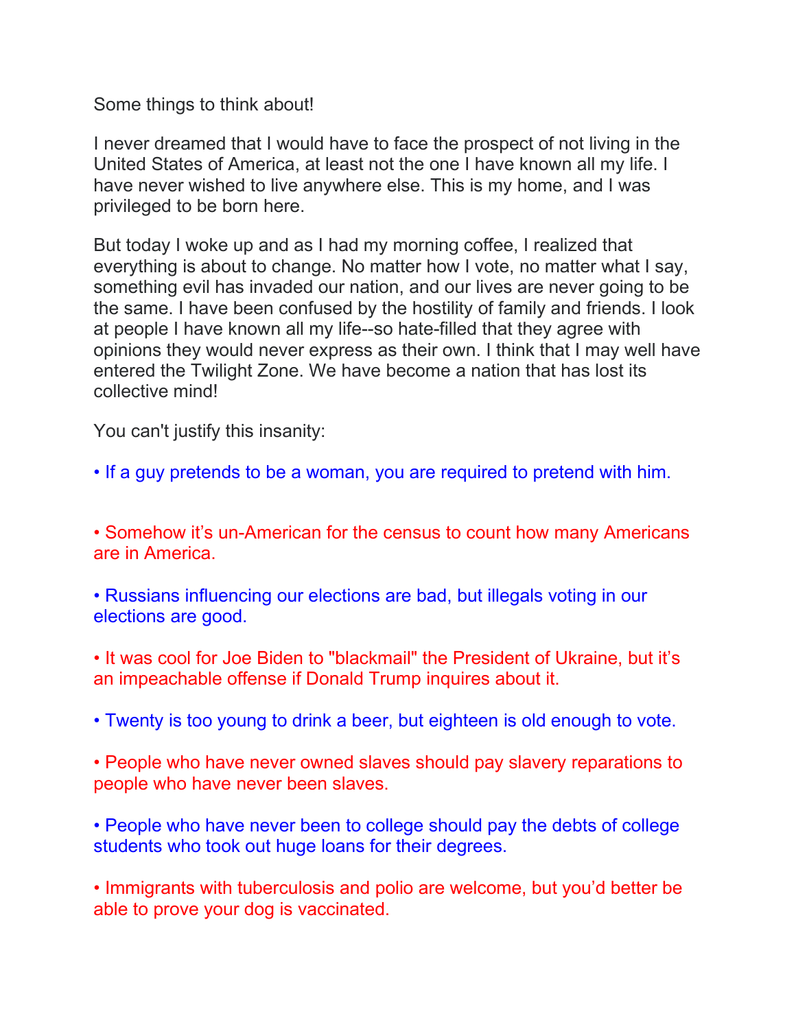Some things to think about!

I never dreamed that I would have to face the prospect of not living in the United States of America, at least not the one I have known all my life. I have never wished to live anywhere else. This is my home, and I was privileged to be born here.

But today I woke up and as I had my morning coffee, I realized that everything is about to change. No matter how I vote, no matter what I say, something evil has invaded our nation, and our lives are never going to be the same. I have been confused by the hostility of family and friends. I look at people I have known all my life--so hate-filled that they agree with opinions they would never express as their own. I think that I may well have entered the Twilight Zone. We have become a nation that has lost its collective mind!

You can't justify this insanity:

• If a guy pretends to be a woman, you are required to pretend with him.

• Somehow it's un-American for the census to count how many Americans are in America.

• Russians influencing our elections are bad, but illegals voting in our elections are good.

• It was cool for Joe Biden to "blackmail" the President of Ukraine, but it's an impeachable offense if Donald Trump inquires about it.

• Twenty is too young to drink a beer, but eighteen is old enough to vote.

• People who have never owned slaves should pay slavery reparations to people who have never been slaves.

• People who have never been to college should pay the debts of college students who took out huge loans for their degrees.

• Immigrants with tuberculosis and polio are welcome, but you'd better be able to prove your dog is vaccinated.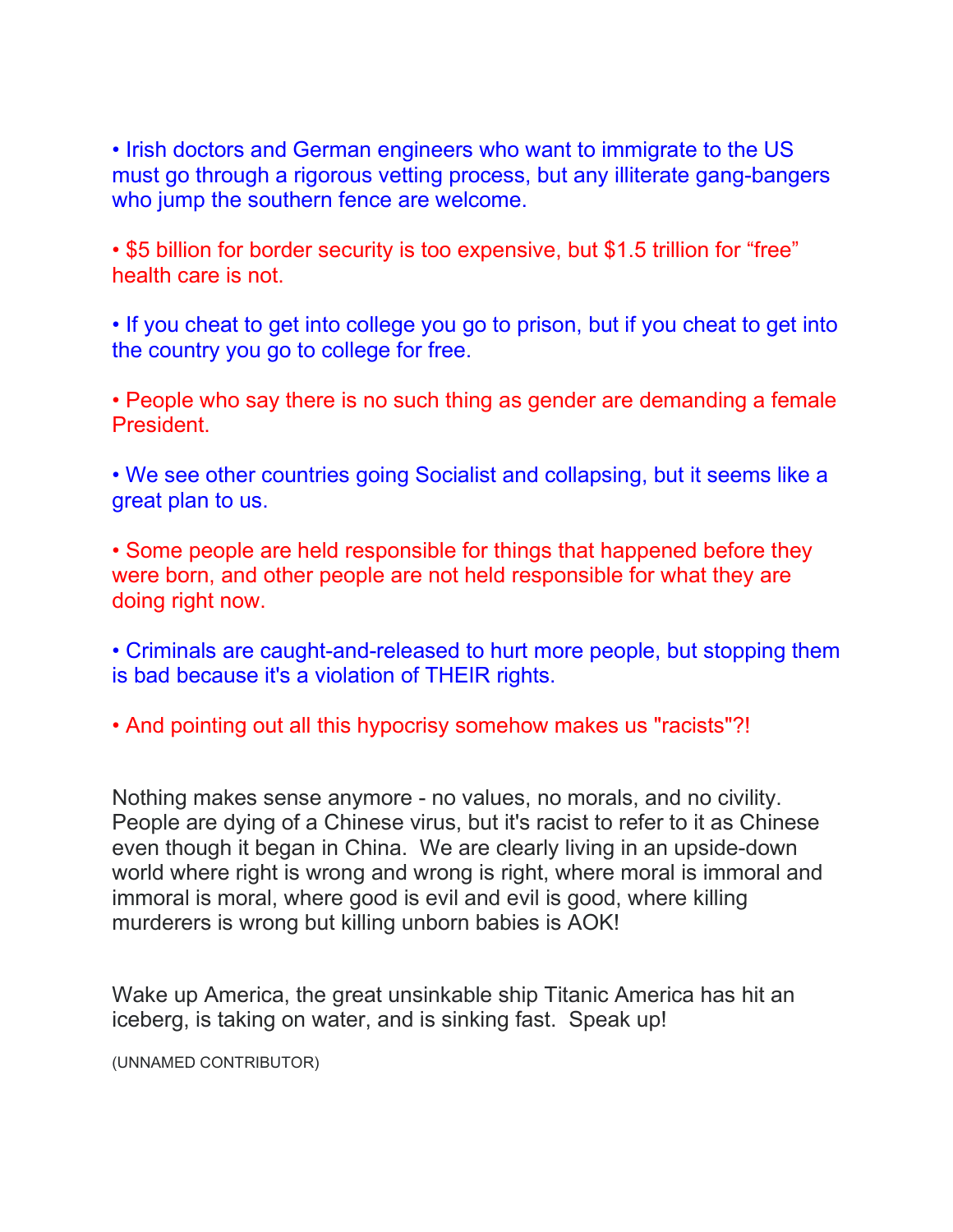- Irish doctors and German engineers who want to immigrate to the US must go through a rigorous vetting process, but any illiterate gang-bangers who jump the southern fence are welcome.

- $5 billion for border security is too expensive, but $1.5 trillion for “free” health care is not.

- If you cheat to get into college you go to prison, but if you cheat to get into the country you go to college for free.

- People who say there is no such thing as gender are demanding a female President.

- We see other countries going Socialist and collapsing, but it seems like a great plan to us.

- Some people are held responsible for things that happened before they were born, and other people are not held responsible for what they are doing right now.

- Criminals are caught-and-released to hurt more people, but stopping them is bad because it's a violation of THEIR rights.

- And pointing out all this hypocrisy somehow makes us "racists"?!

Nothing makes sense anymore - no values, no morals, and no civility. People are dying of a Chinese virus, but it's racist to refer to it as Chinese even though it began in China. We are clearly living in an upside-down world where right is wrong and wrong is right, where moral is immoral and immoral is moral, where good is evil and evil is good, where killing murderers is wrong but killing unborn babies is AOK!

Wake up America, the great unsinkable ship Titanic America has hit an iceberg, is taking on water, and is sinking fast. Speak up!

(UNNAMED CONTRIBUTOR)